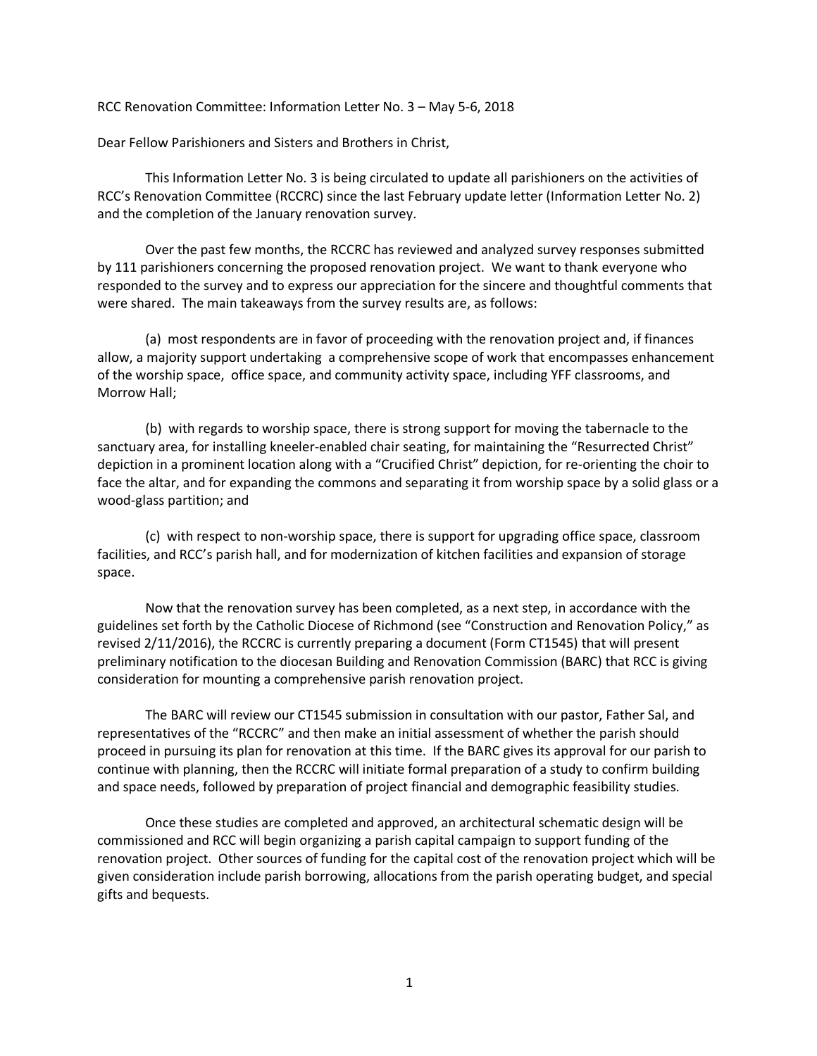RCC Renovation Committee: Information Letter No. 3 – May 5-6, 2018

Dear Fellow Parishioners and Sisters and Brothers in Christ,

This Information Letter No. 3 is being circulated to update all parishioners on the activities of RCC's Renovation Committee (RCCRC) since the last February update letter (Information Letter No. 2) and the completion of the January renovation survey.

Over the past few months, the RCCRC has reviewed and analyzed survey responses submitted by 111 parishioners concerning the proposed renovation project. We want to thank everyone who responded to the survey and to express our appreciation for the sincere and thoughtful comments that were shared. The main takeaways from the survey results are, as follows:

(a) most respondents are in favor of proceeding with the renovation project and, if finances allow, a majority support undertaking a comprehensive scope of work that encompasses enhancement of the worship space, office space, and community activity space, including YFF classrooms, and Morrow Hall;

(b) with regards to worship space, there is strong support for moving the tabernacle to the sanctuary area, for installing kneeler-enabled chair seating, for maintaining the "Resurrected Christ" depiction in a prominent location along with a "Crucified Christ" depiction, for re-orienting the choir to face the altar, and for expanding the commons and separating it from worship space by a solid glass or a wood-glass partition; and

(c) with respect to non-worship space, there is support for upgrading office space, classroom facilities, and RCC's parish hall, and for modernization of kitchen facilities and expansion of storage space.

Now that the renovation survey has been completed, as a next step, in accordance with the guidelines set forth by the Catholic Diocese of Richmond (see "Construction and Renovation Policy," as revised 2/11/2016), the RCCRC is currently preparing a document (Form CT1545) that will present preliminary notification to the diocesan Building and Renovation Commission (BARC) that RCC is giving consideration for mounting a comprehensive parish renovation project.

The BARC will review our CT1545 submission in consultation with our pastor, Father Sal, and representatives of the "RCCRC" and then make an initial assessment of whether the parish should proceed in pursuing its plan for renovation at this time. If the BARC gives its approval for our parish to continue with planning, then the RCCRC will initiate formal preparation of a study to confirm building and space needs, followed by preparation of project financial and demographic feasibility studies.

Once these studies are completed and approved, an architectural schematic design will be commissioned and RCC will begin organizing a parish capital campaign to support funding of the renovation project. Other sources of funding for the capital cost of the renovation project which will be given consideration include parish borrowing, allocations from the parish operating budget, and special gifts and bequests.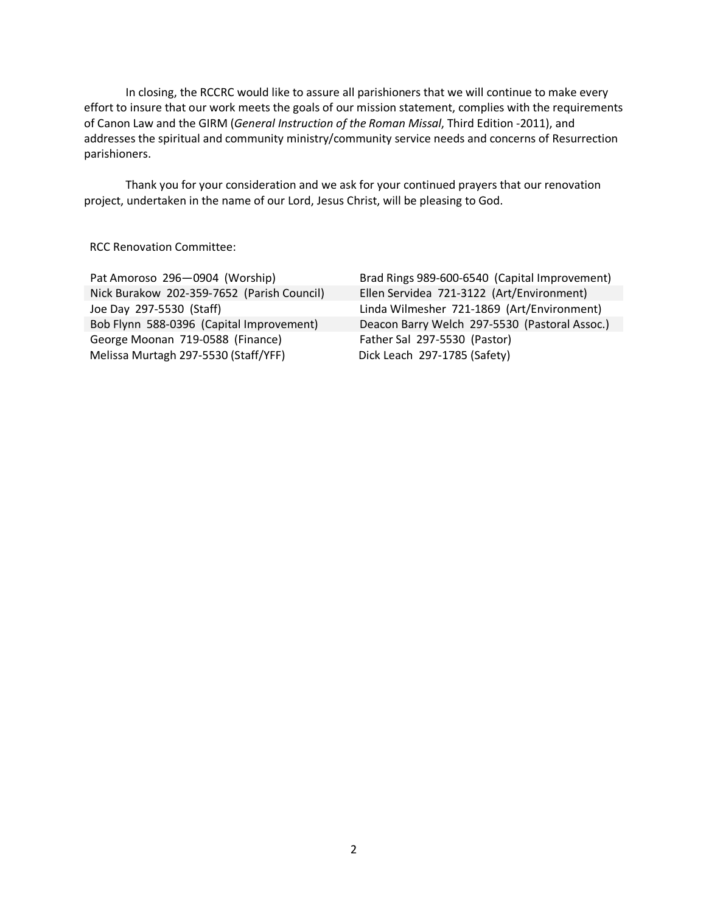In closing, the RCCRC would like to assure all parishioners that we will continue to make every effort to insure that our work meets the goals of our mission statement, complies with the requirements of Canon Law and the GIRM (*General Instruction of the Roman Missal*, Third Edition -2011), and addresses the spiritual and community ministry/community service needs and concerns of Resurrection parishioners.

Thank you for your consideration and we ask for your continued prayers that our renovation project, undertaken in the name of our Lord, Jesus Christ, will be pleasing to God.

RCC Renovation Committee:

| | |
|---|---|
| Pat Amoroso 296—0904 (Worship) | Brad Rings 989-600-6540 (Capital Improvement) |
| Nick Burakow 202-359-7652 (Parish Council) | Ellen Servidea 721-3122 (Art/Environment) |
| Joe Day 297-5530 (Staff) | Linda Wilmesher 721-1869 (Art/Environment) |
| Bob Flynn 588-0396 (Capital Improvement) | Deacon Barry Welch 297-5530 (Pastoral Assoc.) |
| George Moonan 719-0588 (Finance) | Father Sal 297-5530 (Pastor) |
| Melissa Murtagh 297-5530 (Staff/YFF) | Dick Leach 297-1785 (Safety) |